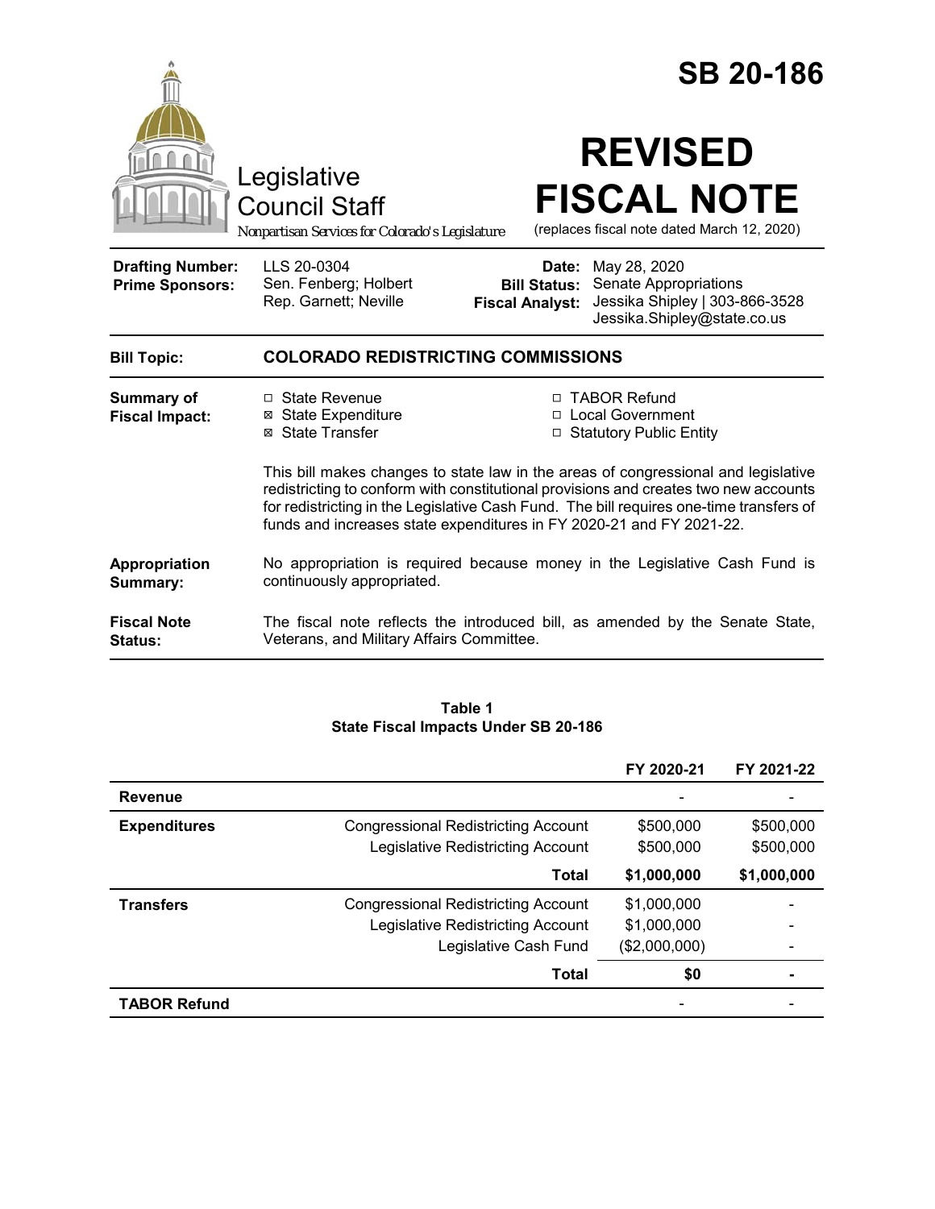# SB 20-186

Legislative Council Staff

*Nonpartisan Services for Colorado's Legislature*

# REVISED FISCAL NOTE

(replaces fiscal note dated March 12, 2020)

| | | | |
|---|---|---|---|
| **Drafting Number:** | LLS 20-0304 | **Date:** | May 28, 2020 |
| **Prime Sponsors:** | Sen. Fenberg; Holbert<br>Rep. Garnett; Neville | **Bill Status:** | Senate Appropriations |
| | | **Fiscal Analyst:** | Jessika Shipley \| 303-866-3528<br>Jessika.Shipley@state.co.us |

**Bill Topic:** **COLORADO REDISTRICTING COMMISSIONS**

**Summary of Fiscal Impact:**

- ☐ State Revenue
- ☒ State Expenditure
- ☒ State Transfer
- ☐ TABOR Refund
- ☐ Local Government
- ☐ Statutory Public Entity

This bill makes changes to state law in the areas of congressional and legislative redistricting to conform with constitutional provisions and creates two new accounts for redistricting in the Legislative Cash Fund. The bill requires one-time transfers of funds and increases state expenditures in FY 2020-21 and FY 2021-22.

**Appropriation Summary:** No appropriation is required because money in the Legislative Cash Fund is continuously appropriated.

**Fiscal Note Status:** The fiscal note reflects the introduced bill, as amended by the Senate State, Veterans, and Military Affairs Committee.

**Table 1**
**State Fiscal Impacts Under SB 20-186**

| | | FY 2020-21 | FY 2021-22 |
|---|---|---|---|
| **Revenue** | | - | - |
| **Expenditures** | Congressional Redistricting Account | $500,000 | $500,000 |
| | Legislative Redistricting Account | $500,000 | $500,000 |
| | **Total** | **$1,000,000** | **$1,000,000** |
| **Transfers** | Congressional Redistricting Account | $1,000,000 | - |
| | Legislative Redistricting Account | $1,000,000 | - |
| | Legislative Cash Fund | ($2,000,000) | - |
| | **Total** | **$0** | **-** |
| **TABOR Refund** | | - | - |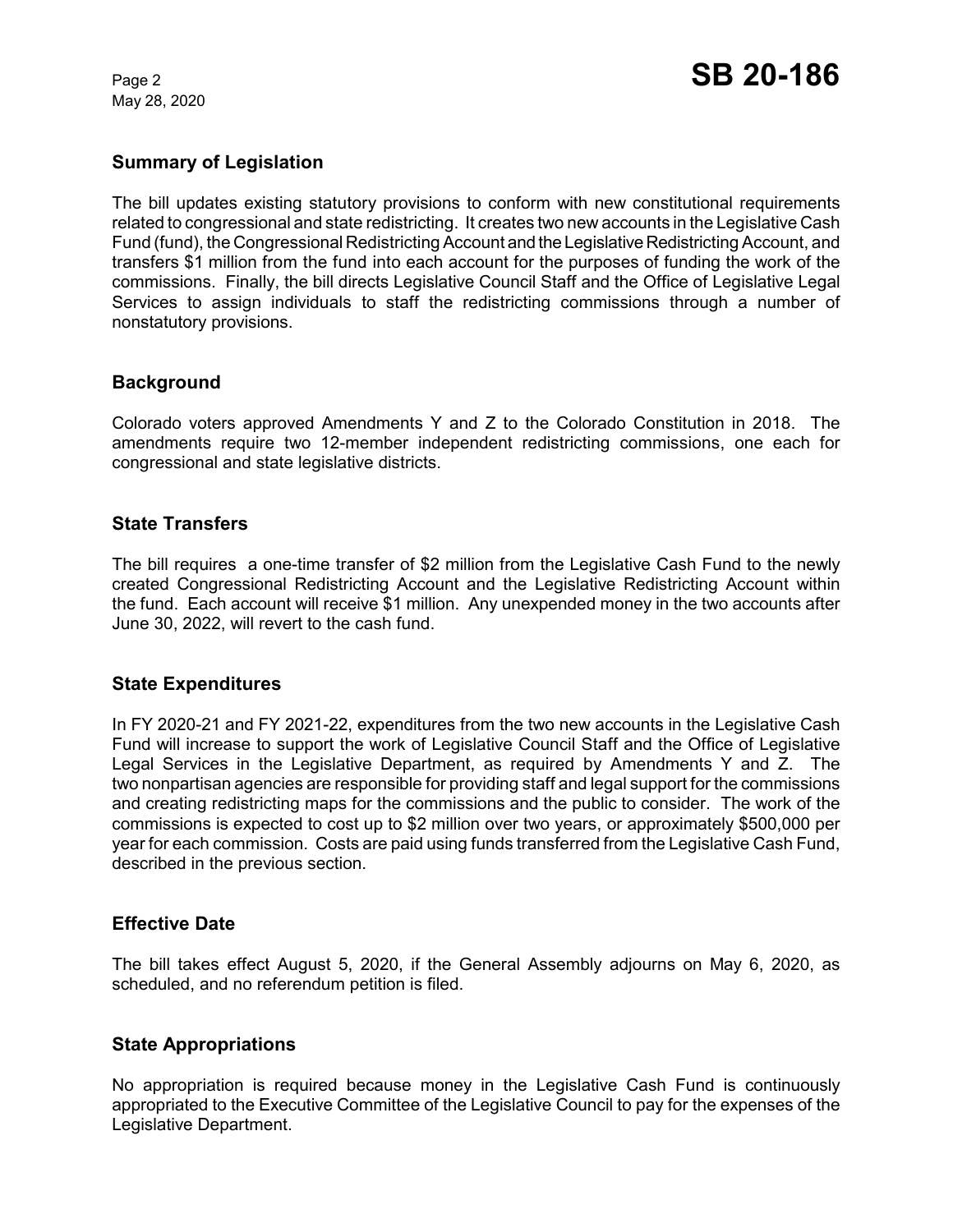## Summary of Legislation

The bill updates existing statutory provisions to conform with new constitutional requirements related to congressional and state redistricting. It creates two new accounts in the Legislative Cash Fund (fund), the Congressional Redistricting Account and the Legislative Redistricting Account, and transfers $1 million from the fund into each account for the purposes of funding the work of the commissions. Finally, the bill directs Legislative Council Staff and the Office of Legislative Legal Services to assign individuals to staff the redistricting commissions through a number of nonstatutory provisions.

## Background

Colorado voters approved Amendments Y and Z to the Colorado Constitution in 2018. The amendments require two 12-member independent redistricting commissions, one each for congressional and state legislative districts.

## State Transfers

The bill requires a one-time transfer of $2 million from the Legislative Cash Fund to the newly created Congressional Redistricting Account and the Legislative Redistricting Account within the fund. Each account will receive $1 million. Any unexpended money in the two accounts after June 30, 2022, will revert to the cash fund.

## State Expenditures

In FY 2020-21 and FY 2021-22, expenditures from the two new accounts in the Legislative Cash Fund will increase to support the work of Legislative Council Staff and the Office of Legislative Legal Services in the Legislative Department, as required by Amendments Y and Z. The two nonpartisan agencies are responsible for providing staff and legal support for the commissions and creating redistricting maps for the commissions and the public to consider. The work of the commissions is expected to cost up to $2 million over two years, or approximately $500,000 per year for each commission. Costs are paid using funds transferred from the Legislative Cash Fund, described in the previous section.

## Effective Date

The bill takes effect August 5, 2020, if the General Assembly adjourns on May 6, 2020, as scheduled, and no referendum petition is filed.

## State Appropriations

No appropriation is required because money in the Legislative Cash Fund is continuously appropriated to the Executive Committee of the Legislative Council to pay for the expenses of the Legislative Department.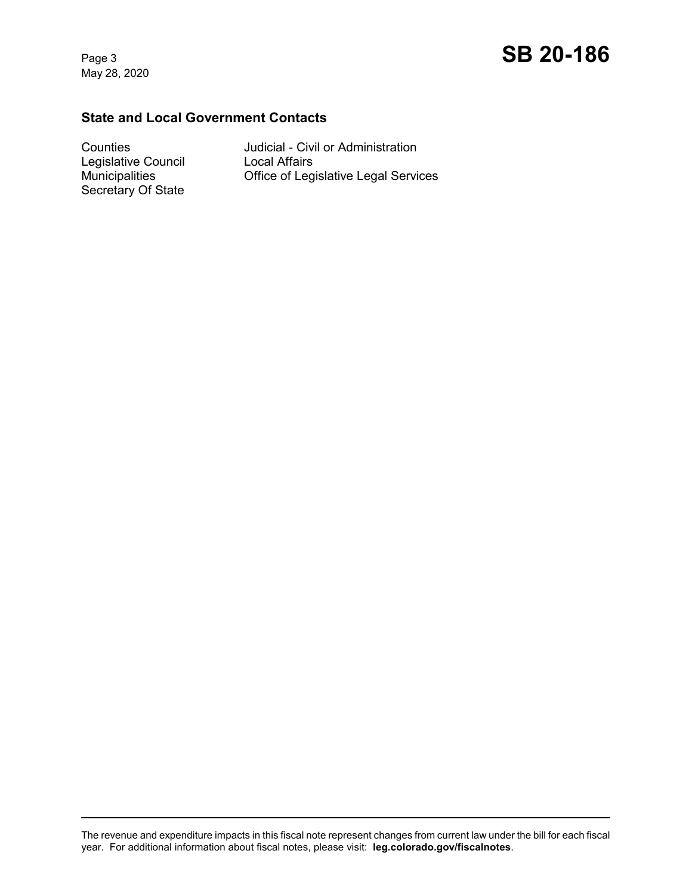## State and Local Government Contacts

| | |
|---|---|
| Counties | Judicial - Civil or Administration |
| Legislative Council | Local Affairs |
| Municipalities | Office of Legislative Legal Services |
| Secretary Of State | |

The revenue and expenditure impacts in this fiscal note represent changes from current law under the bill for each fiscal year. For additional information about fiscal notes, please visit: **leg.colorado.gov/fiscalnotes**.